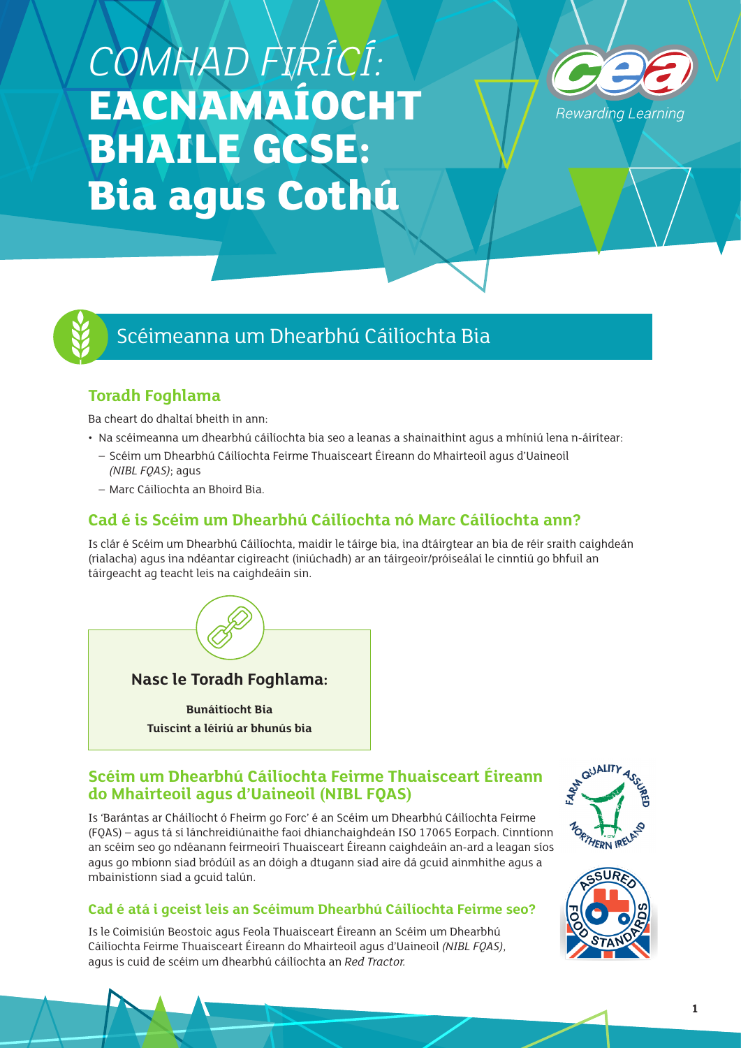# *COMHAD FIRÍCÍ:* EACNAMAÍOCHT BHAILE GCSE: Bia agus Cothú

## Scéimeanna um Dhearbhú Cáilíochta Bia

### Toradh Foghlama

Ba cheart do dhaltaí bheith in ann:

- Na scéimeanna um dhearbhú cáilíochta bia seo a leanas a shainaithint agus a mhíniú lena n-áirítear:
  - Scéim um Dhearbhú Cáilíochta Feirme Thuaisceart Éireann do Mhairteoil agus d'Uaineoil *(NIBL FQAS)*; agus
  - Marc Cáilíochta an Bhoird Bia.

### Cad é is Scéim um Dhearbhú Cáilíochta nó Marc Cáilíochta ann?

Is clár é Scéim um Dhearbhú Cáilíochta, maidir le táirge bia, ina dtáirgtear an bia de réir sraith caighdeán (rialacha) agus ina ndéantar cigireacht (iniúchadh) ar an táirgeoir/próiseálaí le cinntiú go bhfuil an táirgeacht ag teacht leis na caighdeáin sin.

**Nasc le Toradh Foghlama:**

**Bunáitíocht Bia**

**Tuiscint a léiriú ar bhunús bia**

### Scéim um Dhearbhú Cáilíochta Feirme Thuaisceart Éireann do Mhairteoil agus d'Uaineoil (NIBL FQAS)

Is 'Barántas ar Cháilíocht ó Fheirm go Forc' é an Scéim um Dhearbhú Cáilíochta Feirme (FQAS) – agus tá sí lánchreidiúnaithe faoi dhianchaighdeán ISO 17065 Eorpach. Cinntíonn an scéim seo go ndéanann feirmeoirí Thuaisceart Éireann caighdeáin an-ard a leagan síos agus go mbíonn siad bródúil as an dóigh a dtugann siad aire dá gcuid ainmhithe agus a mbainistíonn siad a gcuid talún.

#### Cad é atá i gceist leis an Scéimum Dhearbhú Cáilíochta Feirme seo?

Is le Coimisiún Beostoic agus Feola Thuaisceart Éireann an Scéim um Dhearbhú Cáilíochta Feirme Thuaisceart Éireann do Mhairteoil agus d'Uaineoil *(NIBL FQAS)*, agus is cuid de scéim um dhearbhú cáilíochta an *Red Tractor*.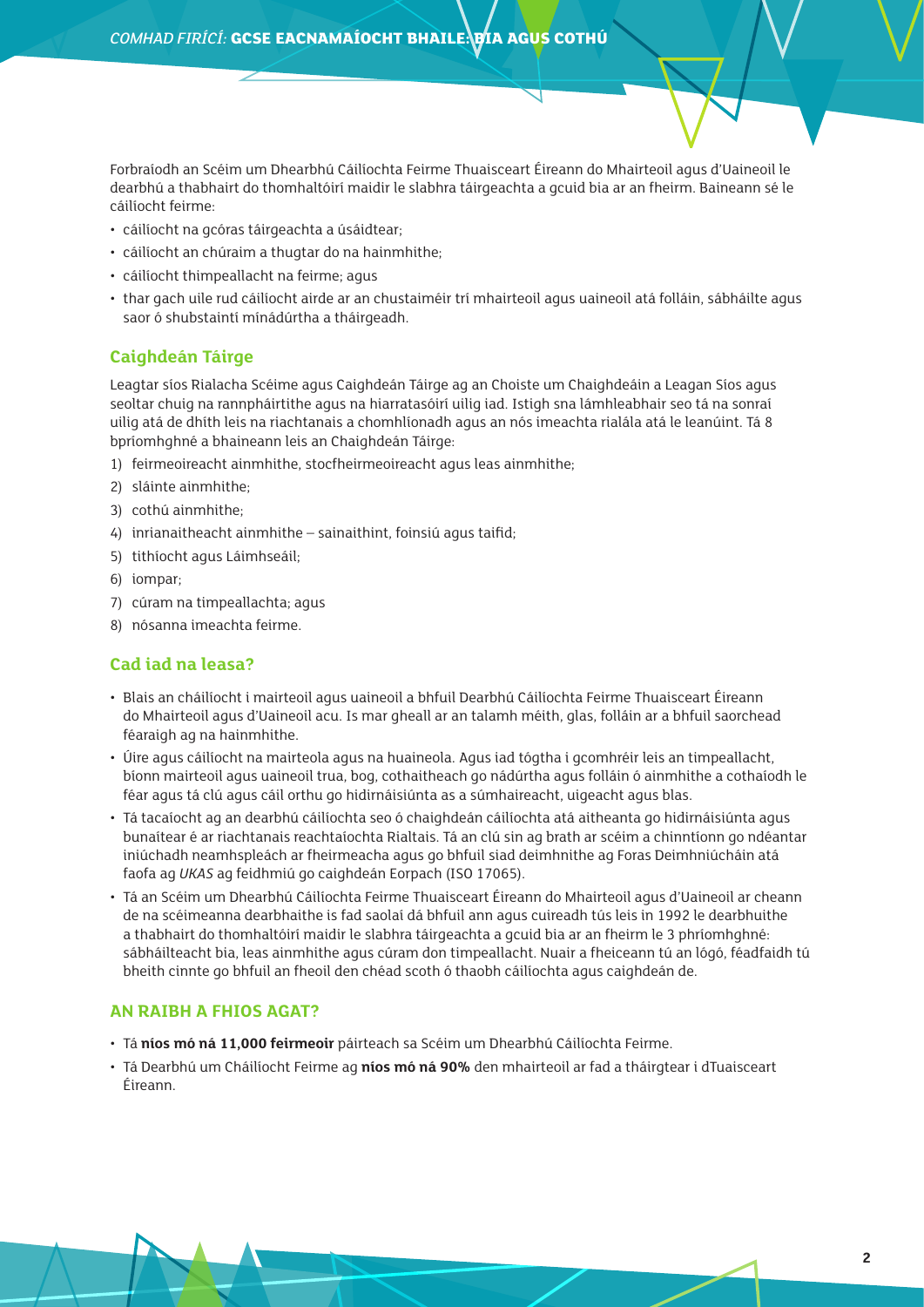Forbraíodh an Scéim um Dhearbhú Cáilíochta Feirme Thuaisceart Éireann do Mhairteoil agus d'Uaineoil le dearbhú a thabhairt do thomhaltóirí maidir le slabhra táirgeachta a gcuid bia ar an fheirm. Baineann sé le cáilíocht feirme:

- cáilíocht na gcóras táirgeachta a úsáidtear;
- cáilíocht an chúraim a thugtar do na hainmhithe;
- cáilíocht thimpeallacht na feirme; agus
- thar gach uile rud cáilíocht airde ar an chustaiméir trí mhairteoil agus uaineoil atá folláin, sábháilte agus saor ó shubstaintí mínádúrtha a tháirgeadh.

## Caighdeán Táirge

Leagtar síos Rialacha Scéime agus Caighdeán Táirge ag an Choiste um Chaighdeáin a Leagan Síos agus seoltar chuig na rannpháirtithe agus na hiarratasóirí uilig iad. Istigh sna lámhleabhair seo tá na sonraí uilig atá de dhíth leis na riachtanais a chomhlíonadh agus an nós imeachta rialála atá le leanúint. Tá 8 bpríomhghné a bhaineann leis an Chaighdeán Táirge:

1) feirmeoireacht ainmhithe, stocfheirmeoireacht agus leas ainmhithe;
2) sláinte ainmhithe;
3) cothú ainmhithe;
4) inrianaitheacht ainmhithe – sainaithint, foinsiú agus taifid;
5) tithíocht agus Láimhseáil;
6) iompar;
7) cúram na timpeallachta; agus
8) nósanna imeachta feirme.

## Cad iad na leasa?

- Blais an cháilíocht i mairteoil agus uaineoil a bhfuil Dearbhú Cáilíochta Feirme Thuaisceart Éireann do Mhairteoil agus d'Uaineoil acu. Is mar gheall ar an talamh méith, glas, folláin ar a bhfuil saorchead féaraigh ag na hainmhithe.
- Úire agus cáilíocht na mairteola agus na huaineola. Agus iad tógtha i gcomhréir leis an timpeallacht, bíonn mairteoil agus uaineoil trua, bog, cothaitheach go nádúrtha agus folláin ó ainmhithe a cothaíodh le féar agus tá clú agus cáil orthu go hidirnáisiúnta as a súmhaireacht, uigeacht agus blas.
- Tá tacaíocht ag an dearbhú cáilíochta seo ó chaighdeán cáilíochta atá aitheanta go hidirnáisiúnta agus bunaítear é ar riachtanais reachtaíochta Rialtais. Tá an clú sin ag brath ar scéim a chinntíonn go ndéantar iniúchadh neamhspleách ar fheirmeacha agus go bhfuil siad deimhnithe ag Foras Deimhniúcháin atá faofa ag *UKAS* ag feidhmiú go caighdeán Eorpach (ISO 17065).
- Tá an Scéim um Dhearbhú Cáilíochta Feirme Thuaisceart Éireann do Mhairteoil agus d'Uaineoil ar cheann de na scéimeanna dearbhaithe is fad saolaí dá bhfuil ann agus cuireadh tús leis in 1992 le dearbhuithe a thabhairt do thomhaltóirí maidir le slabhra táirgeachta a gcuid bia ar an fheirm le 3 phríomhghné: sábháilteacht bia, leas ainmhithe agus cúram don timpeallacht. Nuair a fheiceann tú an lógó, féadfaidh tú bheith cinnte go bhfuil an fheoil den chéad scoth ó thaobh cáilíochta agus caighdeán de.

## AN RAIBH A FHIOS AGAT?

- Tá **níos mó ná 11,000 feirmeoir** páirteach sa Scéim um Dhearbhú Cáilíochta Feirme.
- Tá Dearbhú um Cháilíocht Feirme ag **níos mó ná 90%** den mhairteoil ar fad a tháirgtear i dTuaisceart Éireann.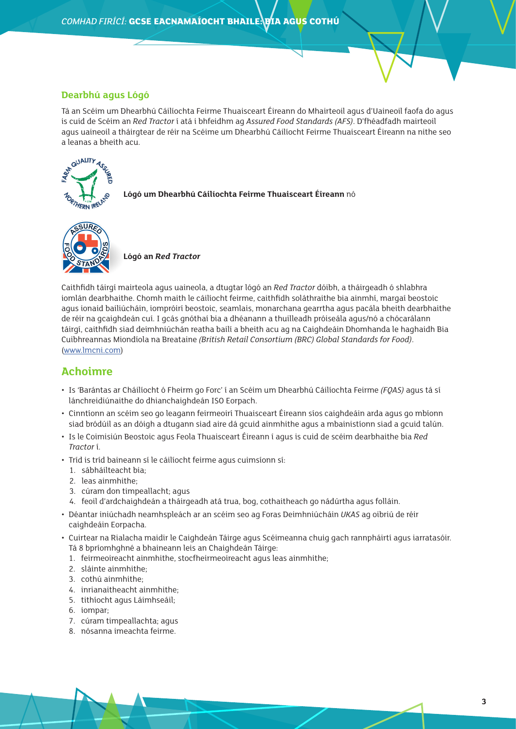## Dearbhú agus Lógó

Tá an Scéim um Dhearbhú Cáilíochta Feirme Thuaisceart Éireann do Mhairteoil agus d'Uaineoil faofa do agus is cuid de Scéim an *Red Tractor* í atá i bhfeidhm ag *Assured Food Standards (AFS)*. D'fhéadfadh mairteoil agus uaineoil a tháirgtear de réir na Scéime um Dhearbhú Cáilíocht Feirme Thuaisceart Éireann na nithe seo a leanas a bheith acu.

**Lógó um Dhearbhú Cáilíochta Feirme Thuaisceart Éireann** nó

**Lógó an *Red Tractor***

Caithfidh táirgí mairteola agus uaineola, a dtugtar lógó an *Red Tractor* dóibh, a tháirgeadh ó shlabhra iomlán dearbhaithe. Chomh maith le cáilíocht feirme, caithfidh soláthraithe bia ainmhí, margaí beostoic agus ionaid bailiúcháin, iompróirí beostoic, seamlais, monarchana gearrtha agus pacála bheith dearbhaithe de réir na gcaighdeán cuí. I gcás gnóthaí bia a dhéanann a thuilleadh próiseála agus/nó a chócarálann táirgí, caithfidh siad deimhniúchán reatha bailí a bheith acu ag na Caighdeáin Dhomhanda le haghaidh Bia Cuibhreannas Miondíola na Breataine *(British Retail Consortium (BRC) Global Standards for Food)*. (www.lmcni.com)

## Achoimre

- Is 'Barántas ar Cháilíocht ó Fheirm go Forc' í an Scéim um Dhearbhú Cáilíochta Feirme *(FQAS)* agus tá sí lánchreidiúnaithe do dhianchaighdeán ISO Eorpach.
- Cinntíonn an scéim seo go leagann feirmeoirí Thuaisceart Éireann síos caighdeáin arda agus go mbíonn siad bródúil as an dóigh a dtugann siad aire dá gcuid ainmhithe agus a mbainistíonn siad a gcuid talún.
- Is le Coimisiún Beostoic agus Feola Thuaisceart Éireann í agus is cuid de scéim dearbhaithe bia *Red Tractor* í.
- Tríd is tríd baineann sí le cáilíocht feirme agus cuimsíonn sí:
  1. sábháilteacht bia;
  2. leas ainmhithe;
  3. cúram don timpeallacht; agus
  4. feoil d'ardchaighdeán a tháirgeadh atá trua, bog, cothaitheach go nádúrtha agus folláin.
- Déantar iniúchadh neamhspleách ar an scéim seo ag Foras Deimhniúcháin *UKAS* ag oibriú de réir caighdeáin Eorpacha.
- Cuirtear na Rialacha maidir le Caighdeán Táirge agus Scéimeanna chuig gach rannpháirtí agus iarratasóir. Tá 8 bpríomhghné a bhaineann leis an Chaighdeán Táirge:
  1. feirmeoireacht ainmhithe, stocfheirmeoireacht agus leas ainmhithe;
  2. sláinte ainmhithe;
  3. cothú ainmhithe;
  4. inrianaitheacht ainmhithe;
  5. tithíocht agus Láimhseáil;
  6. iompar;
  7. cúram timpeallachta; agus
  8. nósanna imeachta feirme.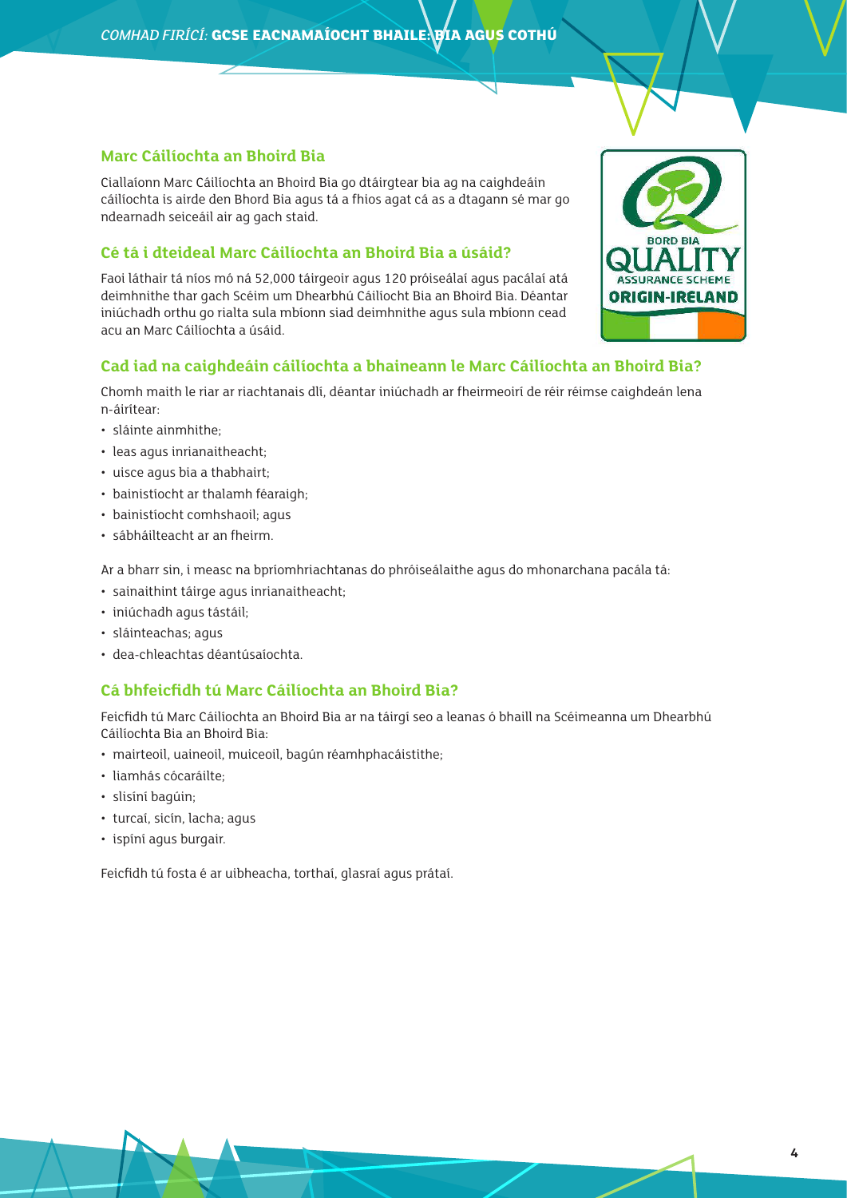## Marc Cáilíochta an Bhoird Bia

Ciallaíonn Marc Cáilíochta an Bhoird Bia go dtáirgtear bia ag na caighdeáin cáilíochta is airde den Bhord Bia agus tá a fhios agat cá as a dtagann sé mar go ndearnadh seiceáil air ag gach staid.

## Cé tá i dteideal Marc Cáilíochta an Bhoird Bia a úsáid?

Faoi láthair tá níos mó ná 52,000 táirgeoir agus 120 próiseálaí agus pacálaí atá deimhnithe thar gach Scéim um Dhearbhú Cáilíocht Bia an Bhoird Bia. Déantar iniúchadh orthu go rialta sula mbíonn siad deimhnithe agus sula mbíonn cead acu an Marc Cáilíochta a úsáid.

## Cad iad na caighdeáin cáilíochta a bhaineann le Marc Cáilíochta an Bhoird Bia?

Chomh maith le riar ar riachtanais dlí, déantar iniúchadh ar fheirmeoirí de réir réimse caighdeán lena n-áirítear:

- sláinte ainmhithe;
- leas agus inrianaitheacht;
- uisce agus bia a thabhairt;
- bainistíocht ar thalamh féaraigh;
- bainistíocht comhshaoil; agus
- sábháilteacht ar an fheirm.

Ar a bharr sin, i measc na bpríomhriachtanas do phróiseálaithe agus do mhonarchana pacála tá:

- sainaithint táirge agus inrianaitheacht;
- iniúchadh agus tástáil;
- sláinteachas; agus
- dea-chleachtas déantúsaíochta.

## Cá bhfeicfidh tú Marc Cáilíochta an Bhoird Bia?

Feicfidh tú Marc Cáilíochta an Bhoird Bia ar na táirgí seo a leanas ó bhaill na Scéimeanna um Dhearbhú Cáilíochta Bia an Bhoird Bia:

- mairteoil, uaineoil, muiceoil, bagún réamhphacáistithe;
- liamhás cócaráilte;
- slisíní bagúin;
- turcaí, sicín, lacha; agus
- ispíní agus burgair.

Feicfidh tú fosta é ar uibheacha, torthaí, glasraí agus prátaí.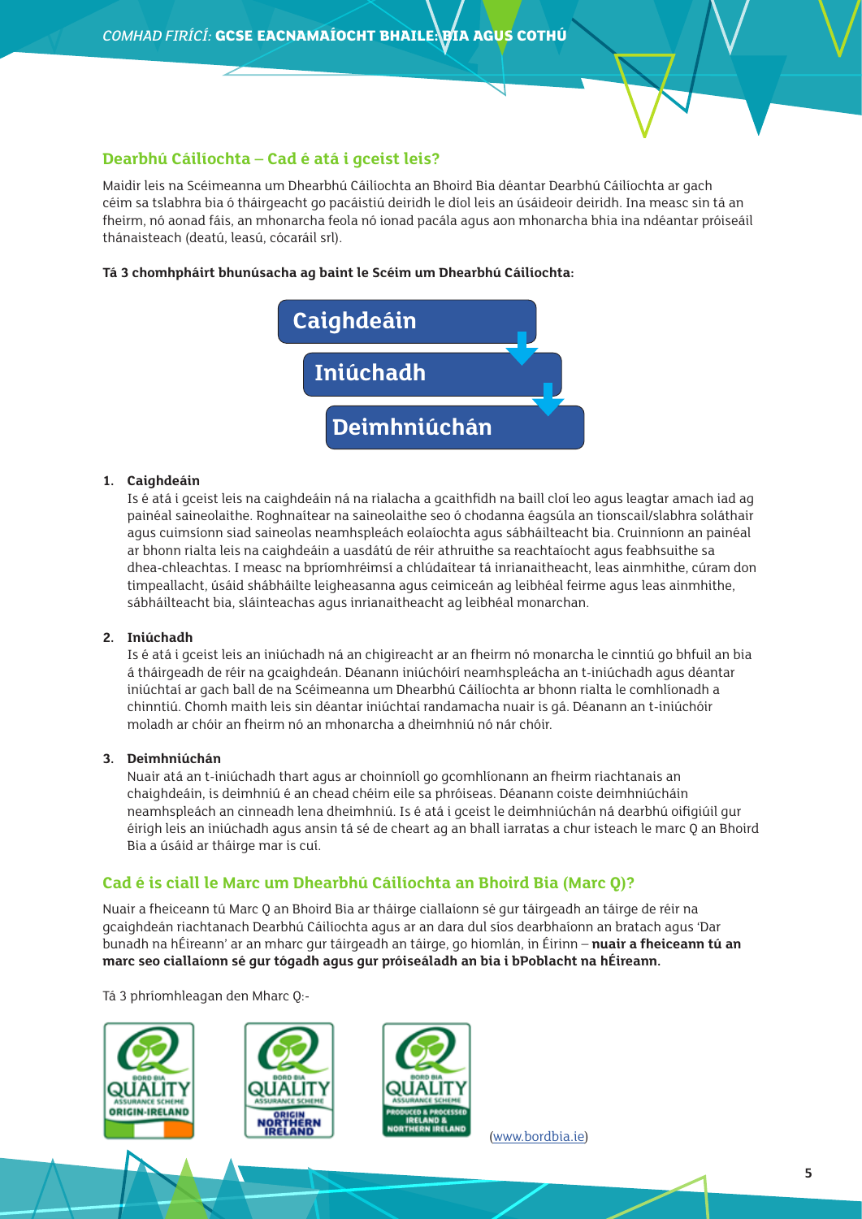## Dearbhú Cáilíochta – Cad é atá i gceist leis?

Maidir leis na Scéimeanna um Dhearbhú Cáilíochta an Bhoird Bia déantar Dearbhú Cáilíochta ar gach céim sa tslabhra bia ó tháirgeacht go pacáistiú deiridh le díol leis an úsáideoir deiridh. Ina measc sin tá an fheirm, nó aonad fáis, an mhonarcha feola nó ionad pacála agus aon mhonarcha bhia ina ndéantar próiseáil thánaisteach (deatú, leasú, cócaráil srl).

**Tá 3 chomhpháirt bhunúsacha ag baint le Scéim um Dhearbhú Cáilíochta:**

Caighdeáin → Iniúchadh → Deimhniúchán

1. **Caighdeáin**
   Is é atá i gceist leis na caighdeáin ná na rialacha a gcaithfidh na baill cloí leo agus leagtar amach iad ag painéal saineolaithe. Roghnaítear na saineolaithe seo ó chodanna éagsúla an tionscail/slabhra soláthair agus cuimsíonn siad saineolas neamhspleách eolaíochta agus sábháilteacht bia. Cruinníonn an painéal ar bhonn rialta leis na caighdeáin a uasdátú de réir athruithe sa reachtaíocht agus feabhsuithe sa dhea-chleachtas. I measc na bpríomhréimsí a chlúdaítear tá inrianaitheacht, leas ainmhithe, cúram don timpeallacht, úsáid shábháilte leigheasanna agus ceimiceán ag leibhéal feirme agus leas ainmhithe, sábháilteacht bia, sláinteachas agus inrianaitheacht ag leibhéal monarchan.

2. **Iniúchadh**
   Is é atá i gceist leis an iniúchadh ná an chigireacht ar an fheirm nó monarcha le cinntiú go bhfuil an bia á tháirgeadh de réir na gcaighdeán. Déanann iniúchóirí neamhspleácha an t-iniúchadh agus déantar iniúchtaí ar gach ball de na Scéimeanna um Dhearbhú Cáilíochta ar bhonn rialta le comhlíonadh a chinntiú. Chomh maith leis sin déantar iniúchtaí randamacha nuair is gá. Déanann an t-iniúchóir moladh ar chóir an fheirm nó an mhonarcha a dheimhniú nó nár chóir.

3. **Deimhniúchán**
   Nuair atá an t-iniúchadh thart agus ar choinníoll go gcomhlíonann an fheirm riachtanais an chaighdeáin, is deimhniú é an chead chéim eile sa phróiseas. Déanann coiste deimhniúcháin neamhspleách an cinneadh lena dheimhniú. Is é atá i gceist le deimhniúchán ná dearbhú oifigiúil gur éirigh leis an iniúchadh agus ansin tá sé de cheart ag an bhall iarratas a chur isteach le marc Q an Bhoird Bia a úsáid ar tháirge mar is cuí.

## Cad é is ciall le Marc um Dhearbhú Cáilíochta an Bhoird Bia (Marc Q)?

Nuair a fheiceann tú Marc Q an Bhoird Bia ar tháirge ciallaíonn sé gur táirgeadh an táirge de réir na gcaighdeán riachtanach Dearbhú Cáilíochta agus ar an dara dul síos dearbhaíonn an bratach agus 'Dar bunadh na hÉireann' ar an mharc gur táirgeadh an táirge, go hiomlán, in Éirinn – **nuair a fheiceann tú an marc seo ciallaíonn sé gur tógadh agus gur próiseáladh an bia i bPoblacht na hÉireann.**

Tá 3 phríomhleagan den Mharc Q:-

BORD BIA QUALITY ASSURANCE SCHEME ORIGIN-IRELAND

BORD BIA QUALITY ASSURANCE SCHEME ORIGIN NORTHERN IRELAND

BORD BIA QUALITY ASSURANCE SCHEME PRODUCED & PROCESSED IRELAND & NORTHERN IRELAND

(www.bordbia.ie)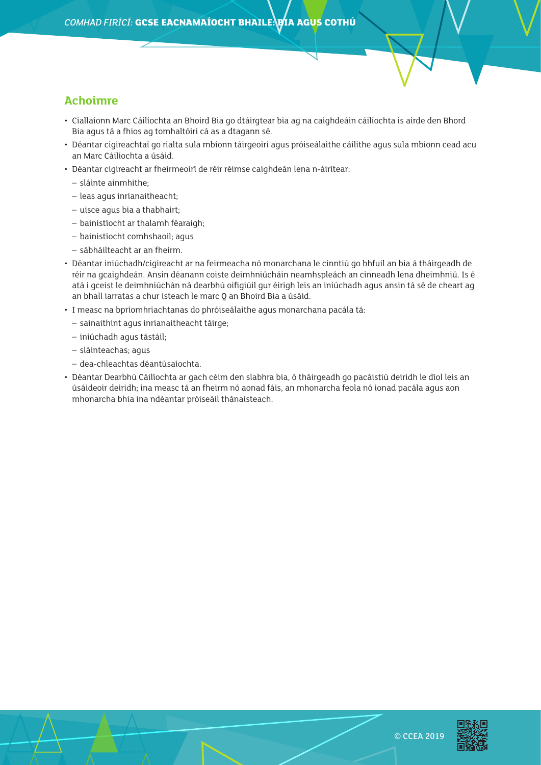## Achoimre

- Ciallaíonn Marc Cáilíochta an Bhoird Bia go dtáirgtear bia ag na caighdeáin cáilíochta is airde den Bhord Bia agus tá a fhios ag tomhaltóirí cá as a dtagann sé.
- Déantar cigireachtaí go rialta sula mbíonn táirgeoirí agus próiseálaithe cáilithe agus sula mbíonn cead acu an Marc Cáilíochta a úsáid.
- Déantar cigireacht ar fheirmeoirí de réir réimse caighdeán lena n-áirítear:
  - sláinte ainmhithe;
  - leas agus inrianaitheacht;
  - uisce agus bia a thabhairt;
  - bainistíocht ar thalamh féaraigh;
  - bainistíocht comhshaoil; agus
  - sábháilteacht ar an fheirm.
- Déantar iniúchadh/cigireacht ar na feirmeacha nó monarchana le cinntiú go bhfuil an bia á tháirgeadh de réir na gcaighdeán. Ansin déanann coiste deimhniúcháin neamhspleách an cinneadh lena dheimhniú. Is é atá i gceist le deimhniúchán ná dearbhú oifigiúil gur éirigh leis an iniúchadh agus ansin tá sé de cheart ag an bhall iarratas a chur isteach le marc Q an Bhoird Bia a úsáid.
- I measc na bpríomhriachtanas do phróiseálaithe agus monarchana pacála tá:
  - sainaithint agus inrianaitheacht táirge;
  - iniúchadh agus tástáil;
  - sláinteachas; agus
  - dea-chleachtas déantúsaíochta.
- Déantar Dearbhú Cáilíochta ar gach céim den slabhra bia, ó tháirgeadh go pacáistiú deiridh le díol leis an úsáideoir deiridh; ina measc tá an fheirm nó aonad fáis, an mhonarcha feola nó ionad pacála agus aon mhonarcha bhia ina ndéantar próiseáil thánaisteach.